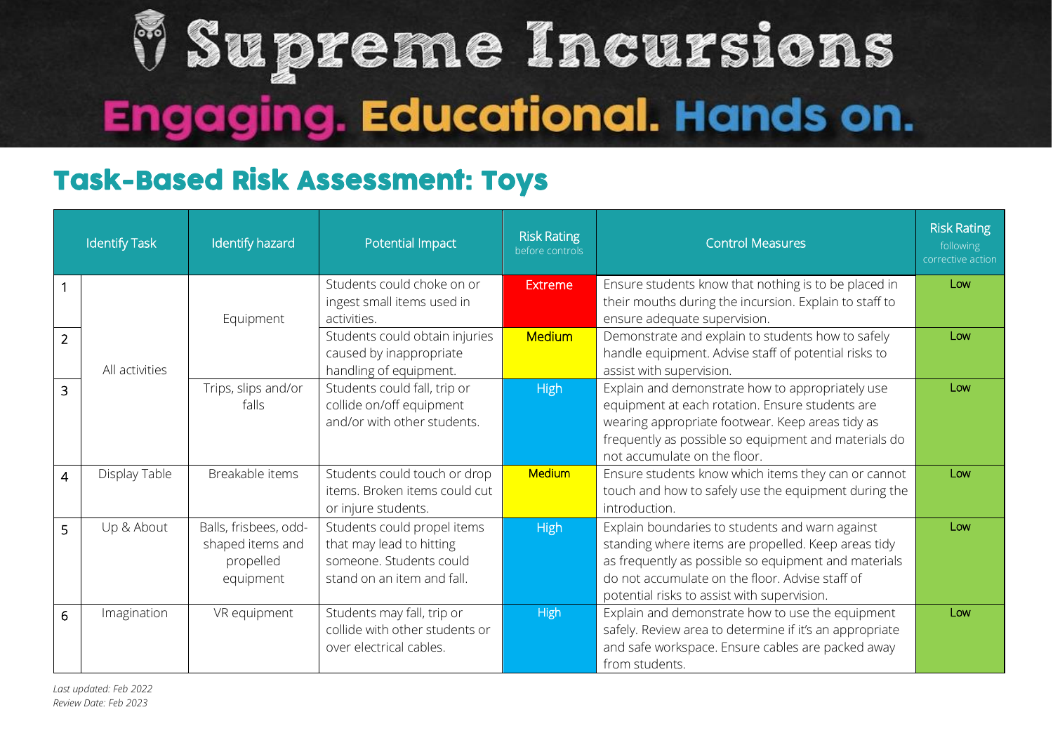# Supreme Incursions

## Engaging. Educational. Hands on.

## Task-Based Risk Assessment: Toys

| | Identify Task | Identify hazard | Potential Impact | Risk Rating before controls | Control Measures | Risk Rating following corrective action |
|---|---|---|---|---|---|---|
| 1 | All activities | Equipment | Students could choke on or ingest small items used in activities. | Extreme | Ensure students know that nothing is to be placed in their mouths during the incursion. Explain to staff to ensure adequate supervision. | Low |
| 2 | | | Students could obtain injuries caused by inappropriate handling of equipment. | Medium | Demonstrate and explain to students how to safely handle equipment. Advise staff of potential risks to assist with supervision. | Low |
| 3 | | Trips, slips and/or falls | Students could fall, trip or collide on/off equipment and/or with other students. | High | Explain and demonstrate how to appropriately use equipment at each rotation. Ensure students are wearing appropriate footwear. Keep areas tidy as frequently as possible so equipment and materials do not accumulate on the floor. | Low |
| 4 | Display Table | Breakable items | Students could touch or drop items. Broken items could cut or injure students. | Medium | Ensure students know which items they can or cannot touch and how to safely use the equipment during the introduction. | Low |
| 5 | Up & About | Balls, frisbees, odd-shaped items and propelled equipment | Students could propel items that may lead to hitting someone. Students could stand on an item and fall. | High | Explain boundaries to students and warn against standing where items are propelled. Keep areas tidy as frequently as possible so equipment and materials do not accumulate on the floor. Advise staff of potential risks to assist with supervision. | Low |
| 6 | Imagination | VR equipment | Students may fall, trip or collide with other students or over electrical cables. | High | Explain and demonstrate how to use the equipment safely. Review area to determine if it's an appropriate and safe workspace. Ensure cables are packed away from students. | Low |

*Last updated: Feb 2022*
*Review Date: Feb 2023*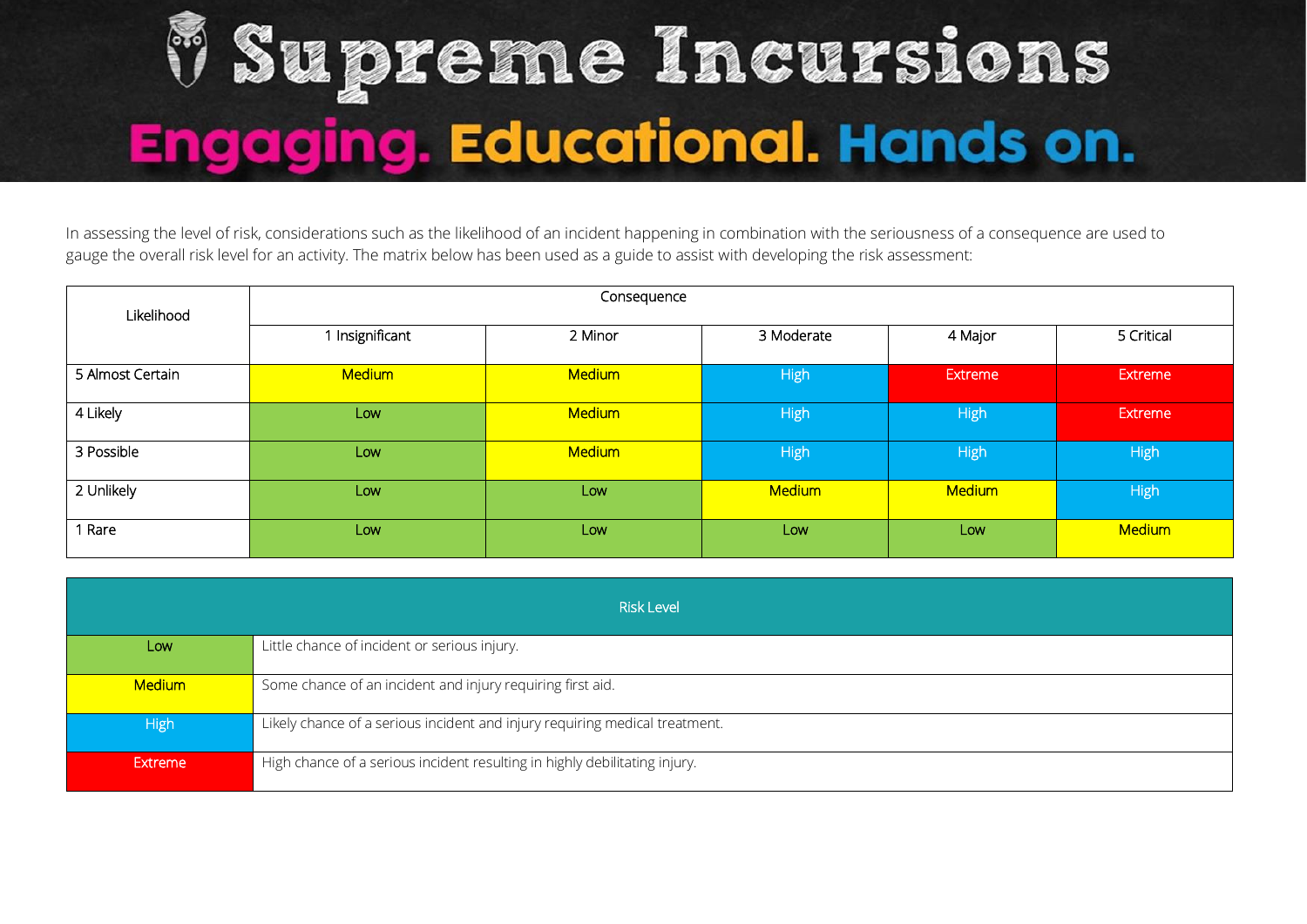# Supreme Incursions

## Engaging. Educational. Hands on.

In assessing the level of risk, considerations such as the likelihood of an incident happening in combination with the seriousness of a consequence are used to gauge the overall risk level for an activity. The matrix below has been used as a guide to assist with developing the risk assessment:

| Likelihood | Consequence | | | | |
|---|---|---|---|---|---|
| | 1 Insignificant | 2 Minor | 3 Moderate | 4 Major | 5 Critical |
| 5 Almost Certain | Medium | Medium | High | Extreme | Extreme |
| 4 Likely | Low | Medium | High | High | Extreme |
| 3 Possible | Low | Medium | High | High | High |
| 2 Unlikely | Low | Low | Medium | Medium | High |
| 1 Rare | Low | Low | Low | Low | Medium |

| Risk Level | |
|---|---|
| Low | Little chance of incident or serious injury. |
| Medium | Some chance of an incident and injury requiring first aid. |
| High | Likely chance of a serious incident and injury requiring medical treatment. |
| Extreme | High chance of a serious incident resulting in highly debilitating injury. |